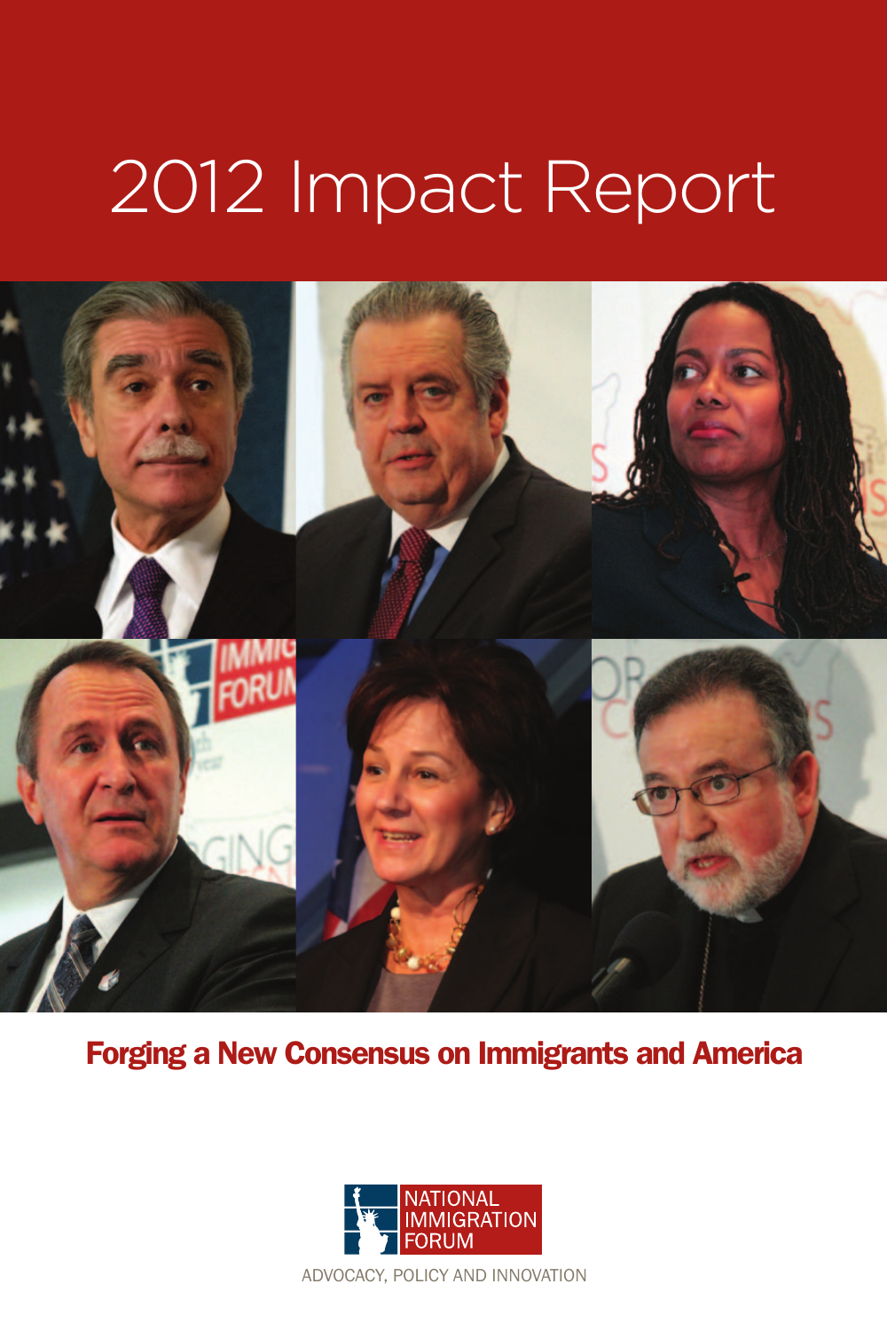# 2012 Impact Report

## Forging a New Consensus on Immigrants and America

NATIONAL IMMIGRATION FORUM

ADVOCACY, POLICY AND INNOVATION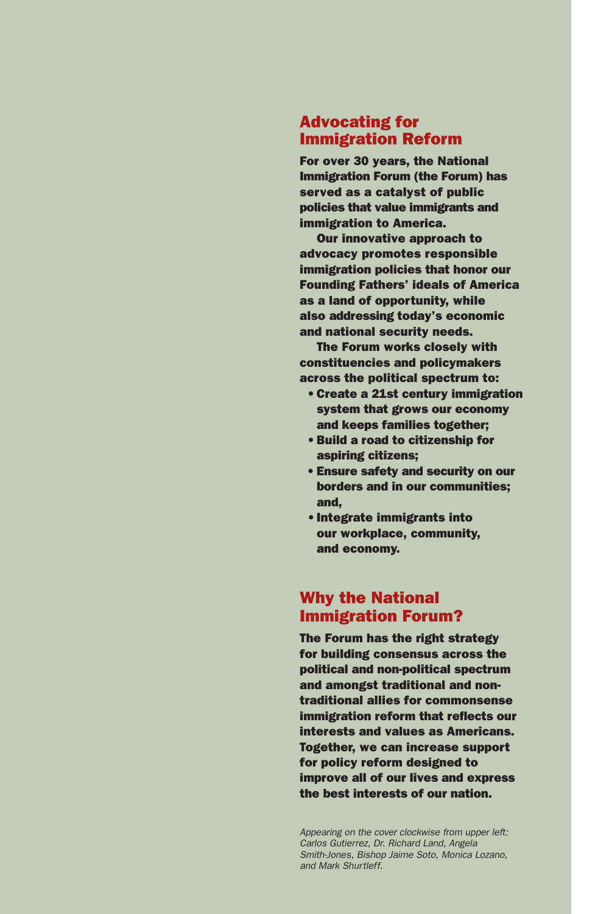## Advocating for Immigration Reform

**For over 30 years, the National Immigration Forum (the Forum) has served as a catalyst of public policies that value immigrants and immigration to America.**

**Our innovative approach to advocacy promotes responsible immigration policies that honor our Founding Fathers' ideals of America as a land of opportunity, while also addressing today's economic and national security needs.**

**The Forum works closely with constituencies and policymakers across the political spectrum to:**

- **Create a 21st century immigration system that grows our economy and keeps families together;**
- **Build a road to citizenship for aspiring citizens;**
- **Ensure safety and security on our borders and in our communities; and,**
- **Integrate immigrants into our workplace, community, and economy.**

## Why the National Immigration Forum?

**The Forum has the right strategy for building consensus across the political and non-political spectrum and amongst traditional and non-traditional allies for commonsense immigration reform that reflects our interests and values as Americans. Together, we can increase support for policy reform designed to improve all of our lives and express the best interests of our nation.**

*Appearing on the cover clockwise from upper left: Carlos Gutierrez, Dr. Richard Land, Angela Smith-Jones, Bishop Jaime Soto, Monica Lozano, and Mark Shurtleff.*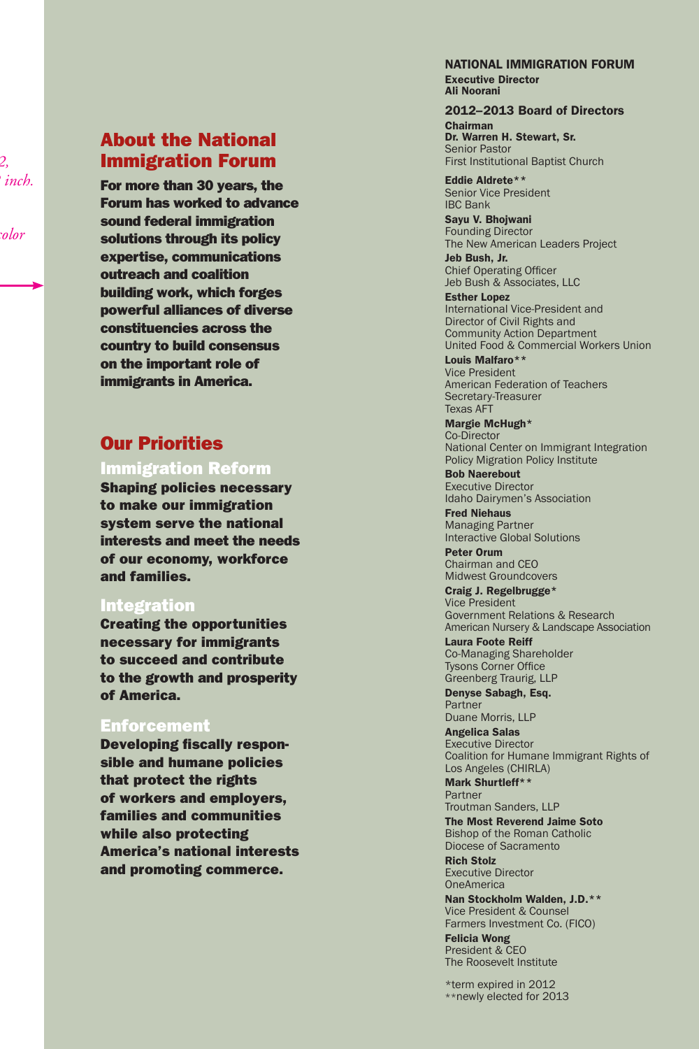## About the National Immigration Forum

**For more than 30 years, the Forum has worked to advance sound federal immigration solutions through its policy expertise, communications outreach and coalition building work, which forges powerful alliances of diverse constituencies across the country to build consensus on the important role of immigrants in America.**

## Our Priorities

### Immigration Reform

**Shaping policies necessary to make our immigration system serve the national interests and meet the needs of our economy, workforce and families.**

### Integration

**Creating the opportunities necessary for immigrants to succeed and contribute to the growth and prosperity of America.**

### Enforcement

**Developing fiscally responsible and humane policies that protect the rights of workers and employers, families and communities while also protecting America's national interests and promoting commerce.**

**NATIONAL IMMIGRATION FORUM**

**Executive Director**
**Ali Noorani**

### 2012–2013 Board of Directors

**Chairman**
**Dr. Warren H. Stewart, Sr.**
Senior Pastor
First Institutional Baptist Church

**Eddie Aldrete****
Senior Vice President
IBC Bank

**Sayu V. Bhojwani**
Founding Director
The New American Leaders Project

**Jeb Bush, Jr.**
Chief Operating Officer
Jeb Bush & Associates, LLC

**Esther Lopez**
International Vice-President and
Director of Civil Rights and
Community Action Department
United Food & Commercial Workers Union

**Louis Malfaro****
Vice President
American Federation of Teachers
Secretary-Treasurer
Texas AFT

**Margie McHugh***
Co-Director
National Center on Immigrant Integration
Policy Migration Policy Institute

**Bob Naerebout**
Executive Director
Idaho Dairymen's Association

**Fred Niehaus**
Managing Partner
Interactive Global Solutions

**Peter Orum**
Chairman and CEO
Midwest Groundcovers

**Craig J. Regelbrugge***
Vice President
Government Relations & Research
American Nursery & Landscape Association

**Laura Foote Reiff**
Co-Managing Shareholder
Tysons Corner Office
Greenberg Traurig, LLP

**Denyse Sabagh, Esq.**
Partner
Duane Morris, LLP

**Angelica Salas**
Executive Director
Coalition for Humane Immigrant Rights of
Los Angeles (CHIRLA)

**Mark Shurtleff****
Partner
Troutman Sanders, LLP

**The Most Reverend Jaime Soto**
Bishop of the Roman Catholic
Diocese of Sacramento

**Rich Stolz**
Executive Director
OneAmerica

**Nan Stockholm Walden, J.D.****
Vice President & Counsel
Farmers Investment Co. (FICO)

**Felicia Wong**
President & CEO
The Roosevelt Institute

*term expired in 2012
**newly elected for 2013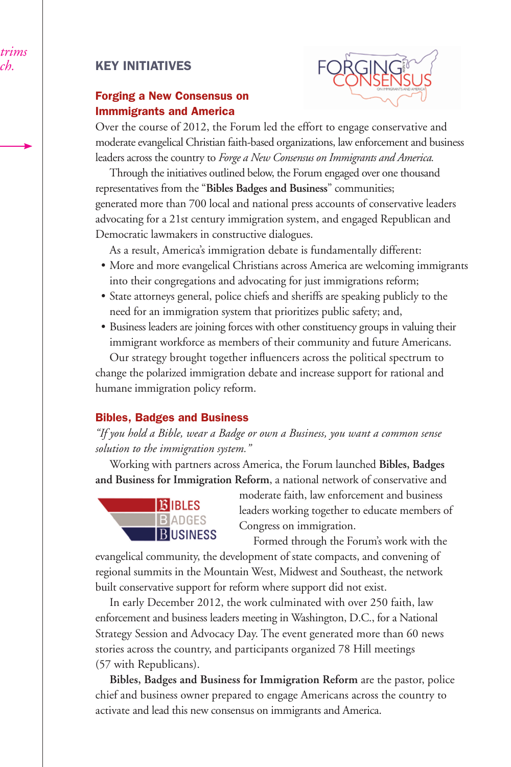## KEY INITIATIVES

### Forging a New Consensus on Immmigrants and America

Over the course of 2012, the Forum led the effort to engage conservative and moderate evangelical Christian faith-based organizations, law enforcement and business leaders across the country to *Forge a New Consensus on Immigrants and America.*

Through the initiatives outlined below, the Forum engaged over one thousand representatives from the "**Bibles Badges and Business**" communities; generated more than 700 local and national press accounts of conservative leaders advocating for a 21st century immigration system, and engaged Republican and Democratic lawmakers in constructive dialogues.

As a result, America's immigration debate is fundamentally different:

- More and more evangelical Christians across America are welcoming immigrants into their congregations and advocating for just immigrations reform;
- State attorneys general, police chiefs and sheriffs are speaking publicly to the need for an immigration system that prioritizes public safety; and,
- Business leaders are joining forces with other constituency groups in valuing their immigrant workforce as members of their community and future Americans.

Our strategy brought together influencers across the political spectrum to change the polarized immigration debate and increase support for rational and humane immigration policy reform.

### Bibles, Badges and Business

*"If you hold a Bible, wear a Badge or own a Business, you want a common sense solution to the immigration system."*

Working with partners across America, the Forum launched **Bibles, Badges and Business for Immigration Reform**, a national network of conservative and moderate faith, law enforcement and business leaders working together to educate members of Congress on immigration.

Formed through the Forum's work with the evangelical community, the development of state compacts, and convening of regional summits in the Mountain West, Midwest and Southeast, the network built conservative support for reform where support did not exist.

In early December 2012, the work culminated with over 250 faith, law enforcement and business leaders meeting in Washington, D.C., for a National Strategy Session and Advocacy Day. The event generated more than 60 news stories across the country, and participants organized 78 Hill meetings (57 with Republicans).

**Bibles, Badges and Business for Immigration Reform** are the pastor, police chief and business owner prepared to engage Americans across the country to activate and lead this new consensus on immigrants and America.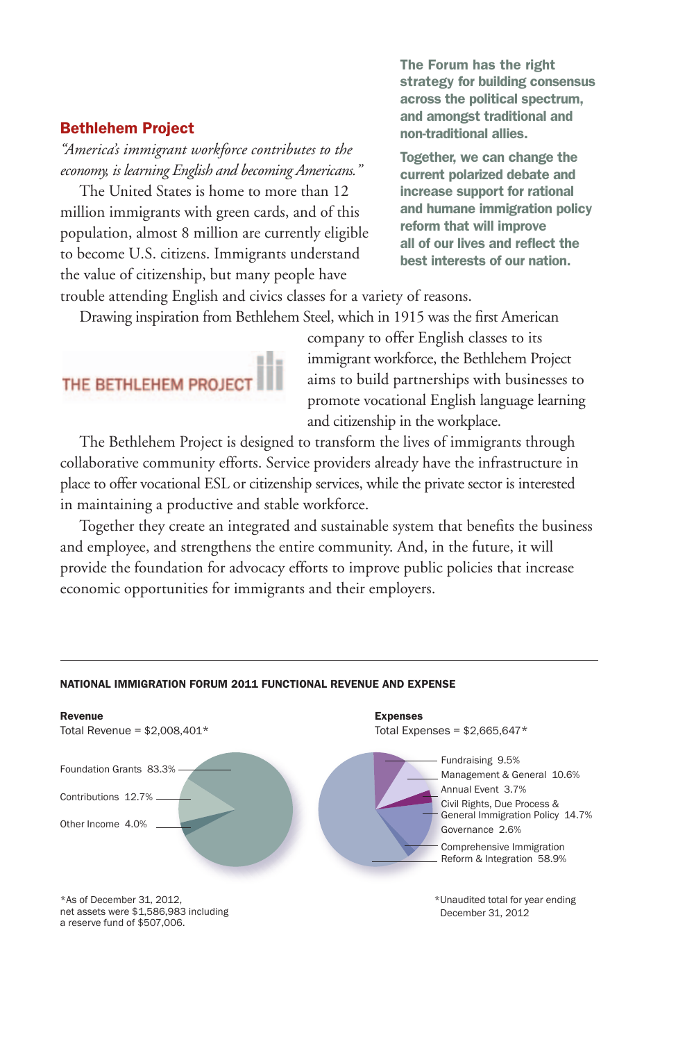## Bethlehem Project

*"America's immigrant workforce contributes to the economy, is learning English and becoming Americans."*

The United States is home to more than 12 million immigrants with green cards, and of this population, almost 8 million are currently eligible to become U.S. citizens. Immigrants understand the value of citizenship, but many people have trouble attending English and civics classes for a variety of reasons.

**The Forum has the right strategy for building consensus across the political spectrum, and amongst traditional and non-traditional allies.**

**Together, we can change the current polarized debate and increase support for rational and humane immigration policy reform that will improve all of our lives and reflect the best interests of our nation.**

Drawing inspiration from Bethlehem Steel, which in 1915 was the first American company to offer English classes to its immigrant workforce, the Bethlehem Project aims to build partnerships with businesses to promote vocational English language learning and citizenship in the workplace.

THE BETHLEHEM PROJECT

The Bethlehem Project is designed to transform the lives of immigrants through collaborative community efforts. Service providers already have the infrastructure in place to offer vocational ESL or citizenship services, while the private sector is interested in maintaining a productive and stable workforce.

Together they create an integrated and sustainable system that benefits the business and employee, and strengthens the entire community. And, in the future, it will provide the foundation for advocacy efforts to improve public policies that increase economic opportunities for immigrants and their employers.

---

**NATIONAL IMMIGRATION FORUM 2011 FUNCTIONAL REVENUE AND EXPENSE**

**Revenue**
Total Revenue = $2,008,401*

| Revenue | % |
|---|---|
| Foundation Grants | 83.3% |
| Contributions | 12.7% |
| Other Income | 4.0% |

*As of December 31, 2012, net assets were $1,586,983 including a reserve fund of $507,006.

**Expenses**
Total Expenses = $2,665,647*

| Expenses | % |
|---|---|
| Fundraising | 9.5% |
| Management & General | 10.6% |
| Annual Event | 3.7% |
| Civil Rights, Due Process & General Immigration Policy | 14.7% |
| Governance | 2.6% |
| Comprehensive Immigration Reform & Integration | 58.9% |

*Unaudited total for year ending December 31, 2012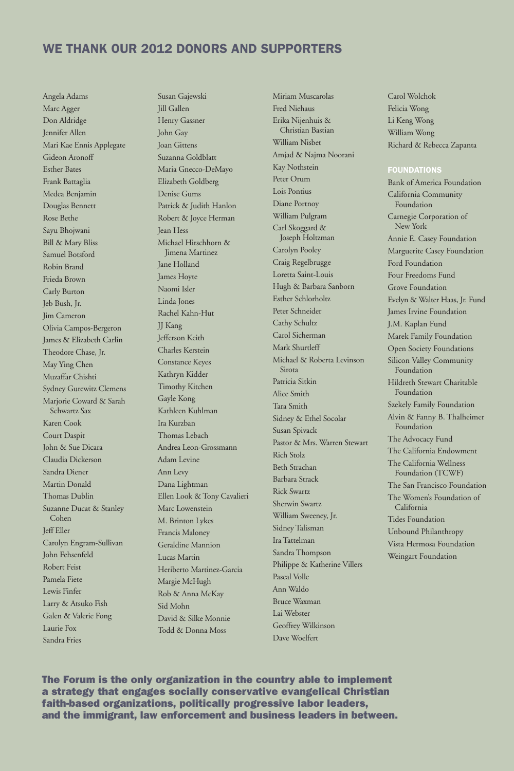## WE THANK OUR 2012 DONORS AND SUPPORTERS

Angela Adams
Marc Agger
Don Aldridge
Jennifer Allen
Mari Kae Ennis Applegate
Gideon Aronoff
Esther Bates
Frank Battaglia
Medea Benjamin
Douglas Bennett
Rose Bethe
Sayu Bhojwani
Bill & Mary Bliss
Samuel Botsford
Robin Brand
Frieda Brown
Carly Burton
Jeb Bush, Jr.
Jim Cameron
Olivia Campos-Bergeron
James & Elizabeth Carlin
Theodore Chase, Jr.
May Ying Chen
Muzaffar Chishti
Sydney Gurewitz Clemens
Marjorie Coward & Sarah Schwartz Sax
Karen Cook
Court Daspit
John & Sue Dicara
Claudia Dickerson
Sandra Diener
Martin Donald
Thomas Dublin
Suzanne Ducat & Stanley Cohen
Jeff Eller
Carolyn Engram-Sullivan
John Fehsenfeld
Robert Feist
Pamela Fiete
Lewis Finfer
Larry & Atsuko Fish
Galen & Valerie Fong
Laurie Fox
Sandra Fries
Susan Gajewski
Jill Gallen
Henry Gassner
John Gay
Joan Gittens
Suzanna Goldblatt
Maria Gnecco-DeMayo
Elizabeth Goldberg
Denise Gums
Patrick & Judith Hanlon
Robert & Joyce Herman
Jean Hess
Michael Hirschhorn & Jimena Martinez
Jane Holland
James Hoyte
Naomi Isler
Linda Jones
Rachel Kahn-Hut
JJ Kang
Jefferson Keith
Charles Kerstein
Constance Keyes
Kathryn Kidder
Timothy Kitchen
Gayle Kong
Kathleen Kuhlman
Ira Kurzban
Thomas Lebach
Andrea Leon-Grossmann
Adam Levine
Ann Levy
Dana Lightman
Ellen Look & Tony Cavalieri
Marc Lowenstein
M. Brinton Lykes
Francis Maloney
Geraldine Mannion
Lucas Martin
Heriberto Martinez-Garcia
Margie McHugh
Rob & Anna McKay
Sid Mohn
David & Silke Monnie
Todd & Donna Moss
Miriam Muscarolas
Fred Niehaus
Erika Nijenhuis & Christian Bastian
William Nisbet
Amjad & Najma Noorani
Kay Nothstein
Peter Orum
Lois Pontius
Diane Portnoy
William Pulgram
Carl Skoggard & Joseph Holtzman
Carolyn Pooley
Craig Regelbrugge
Loretta Saint-Louis
Hugh & Barbara Sanborn
Esther Schlorholtz
Peter Schneider
Cathy Schultz
Carol Sicherman
Mark Shurtleff
Michael & Roberta Levinson Sirota
Patricia Sitkin
Alice Smith
Tara Smith
Sidney & Ethel Socolar
Susan Spivack
Pastor & Mrs. Warren Stewart
Rich Stolz
Beth Strachan
Barbara Strack
Rick Swartz
Sherwin Swartz
William Sweeney, Jr.
Sidney Talisman
Ira Tattelman
Sandra Thompson
Philippe & Katherine Villers
Pascal Volle
Ann Waldo
Bruce Waxman
Lai Webster
Geoffrey Wilkinson
Dave Woelfert
Carol Wolchok
Felicia Wong
Li Keng Wong
William Wong
Richard & Rebecca Zapanta

### FOUNDATIONS

Bank of America Foundation
California Community Foundation
Carnegie Corporation of New York
Annie E. Casey Foundation
Marguerite Casey Foundation
Ford Foundation
Four Freedoms Fund
Grove Foundation
Evelyn & Walter Haas, Jr. Fund
James Irvine Foundation
J.M. Kaplan Fund
Marek Family Foundation
Open Society Foundations
Silicon Valley Community Foundation
Hildreth Stewart Charitable Foundation
Szekely Family Foundation
Alvin & Fanny B. Thalheimer Foundation
The Advocacy Fund
The California Endowment
The California Wellness Foundation (TCWF)
The San Francisco Foundation
The Women's Foundation of California
Tides Foundation
Unbound Philanthropy
Vista Hermosa Foundation
Weingart Foundation

**The Forum is the only organization in the country able to implement a strategy that engages socially conservative evangelical Christian faith-based organizations, politically progressive labor leaders, and the immigrant, law enforcement and business leaders in between.**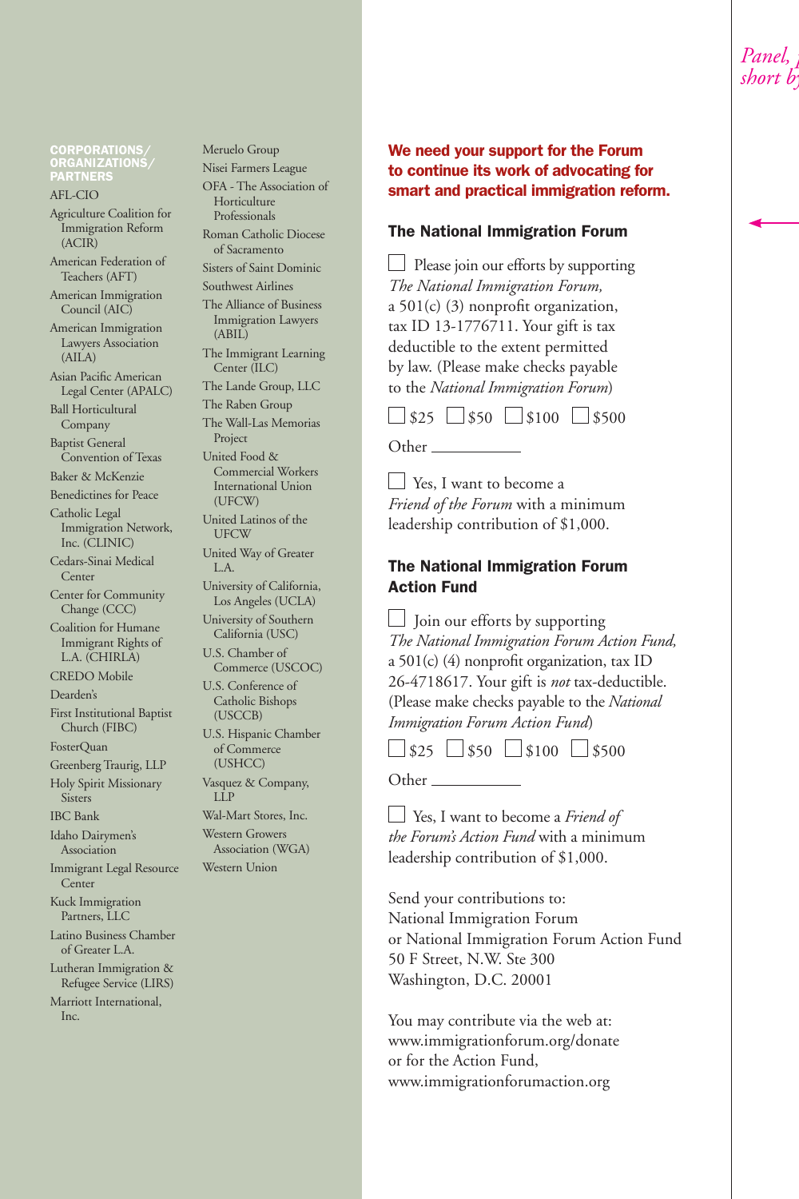## CORPORATIONS/ ORGANIZATIONS/ PARTNERS

AFL-CIO

Agriculture Coalition for Immigration Reform (ACIR)

American Federation of Teachers (AFT)

American Immigration Council (AIC)

American Immigration Lawyers Association (AILA)

Asian Pacific American Legal Center (APALC)

Ball Horticultural Company

Baptist General Convention of Texas

Baker & McKenzie

Benedictines for Peace

Catholic Legal Immigration Network, Inc. (CLINIC)

Cedars-Sinai Medical Center

Center for Community Change (CCC)

Coalition for Humane Immigrant Rights of L.A. (CHIRLA)

CREDO Mobile

Dearden's

First Institutional Baptist Church (FIBC)

FosterQuan

Greenberg Traurig, LLP

Holy Spirit Missionary Sisters

IBC Bank

Idaho Dairymen's Association

Immigrant Legal Resource Center

Kuck Immigration Partners, LLC

Latino Business Chamber of Greater L.A.

Lutheran Immigration & Refugee Service (LIRS)

Marriott International, Inc.

Meruelo Group

Nisei Farmers League

OFA - The Association of Horticulture Professionals

Roman Catholic Diocese of Sacramento

Sisters of Saint Dominic

Southwest Airlines

The Alliance of Business Immigration Lawyers (ABIL)

The Immigrant Learning Center (ILC)

The Lande Group, LLC

The Raben Group

The Wall-Las Memorias Project

United Food & Commercial Workers International Union (UFCW)

United Latinos of the UFCW

United Way of Greater L.A.

University of California, Los Angeles (UCLA)

University of Southern California (USC)

U.S. Chamber of Commerce (USCOC)

U.S. Conference of Catholic Bishops (USCCB)

U.S. Hispanic Chamber of Commerce (USHCC)

Vasquez & Company, LLP

Wal-Mart Stores, Inc.

Western Growers Association (WGA)

Western Union

**We need your support for the Forum to continue its work of advocating for smart and practical immigration reform.**

### The National Immigration Forum

☐ Please join our efforts by supporting *The National Immigration Forum,* a 501(c) (3) nonprofit organization, tax ID 13-1776711. Your gift is tax deductible to the extent permitted by law. (Please make checks payable to the *National Immigration Forum*)

☐ $25 ☐ $50 ☐ $100 ☐ $500

Other ___________

☐ Yes, I want to become a *Friend of the Forum* with a minimum leadership contribution of $1,000.

### The National Immigration Forum Action Fund

☐ Join our efforts by supporting *The National Immigration Forum Action Fund,* a 501(c) (4) nonprofit organization, tax ID 26-4718617. Your gift is *not* tax-deductible. (Please make checks payable to the *National Immigration Forum Action Fund*)

☐ $25 ☐ $50 ☐ $100 ☐ $500

Other ___________

☐ Yes, I want to become a *Friend of the Forum's Action Fund* with a minimum leadership contribution of $1,000.

Send your contributions to:
National Immigration Forum
or National Immigration Forum Action Fund
50 F Street, N.W. Ste 300
Washington, D.C. 20001

You may contribute via the web at:
www.immigrationforum.org/donate
or for the Action Fund,
www.immigrationforumaction.org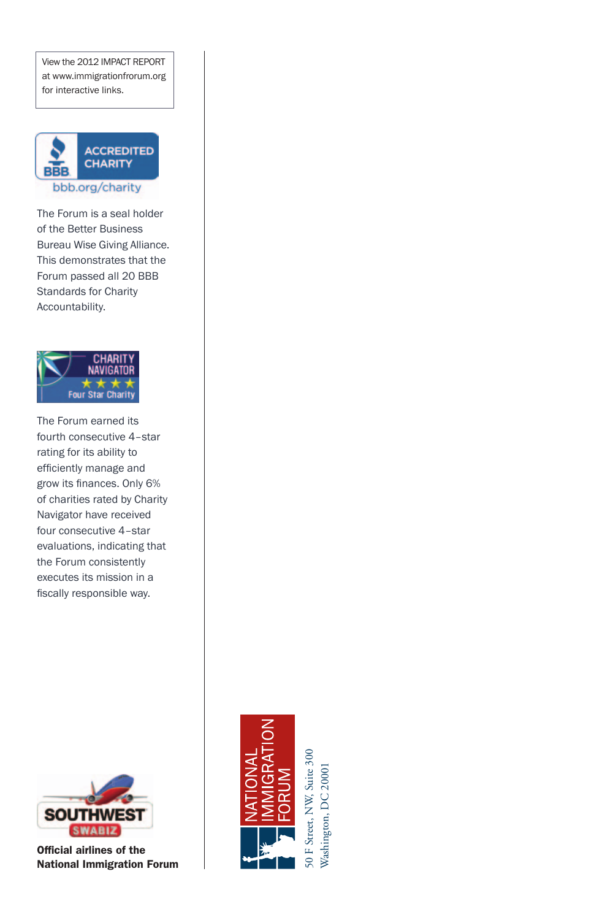View the 2012 IMPACT REPORT at www.immigrationfrorum.org for interactive links.

ACCREDITED CHARITY

BBB

bbb.org/charity

The Forum is a seal holder of the Better Business Bureau Wise Giving Alliance. This demonstrates that the Forum passed all 20 BBB Standards for Charity Accountability.

CHARITY NAVIGATOR

Four Star Charity

The Forum earned its fourth consecutive 4–star rating for its ability to efficiently manage and grow its finances. Only 6% of charities rated by Charity Navigator have received four consecutive 4–star evaluations, indicating that the Forum consistently executes its mission in a fiscally responsible way.

SOUTHWEST

SWABIZ

**Official airlines of the National Immigration Forum**

NATIONAL IMMIGRATION FORUM

50 F Street, NW, Suite 300
Washington, DC 20001